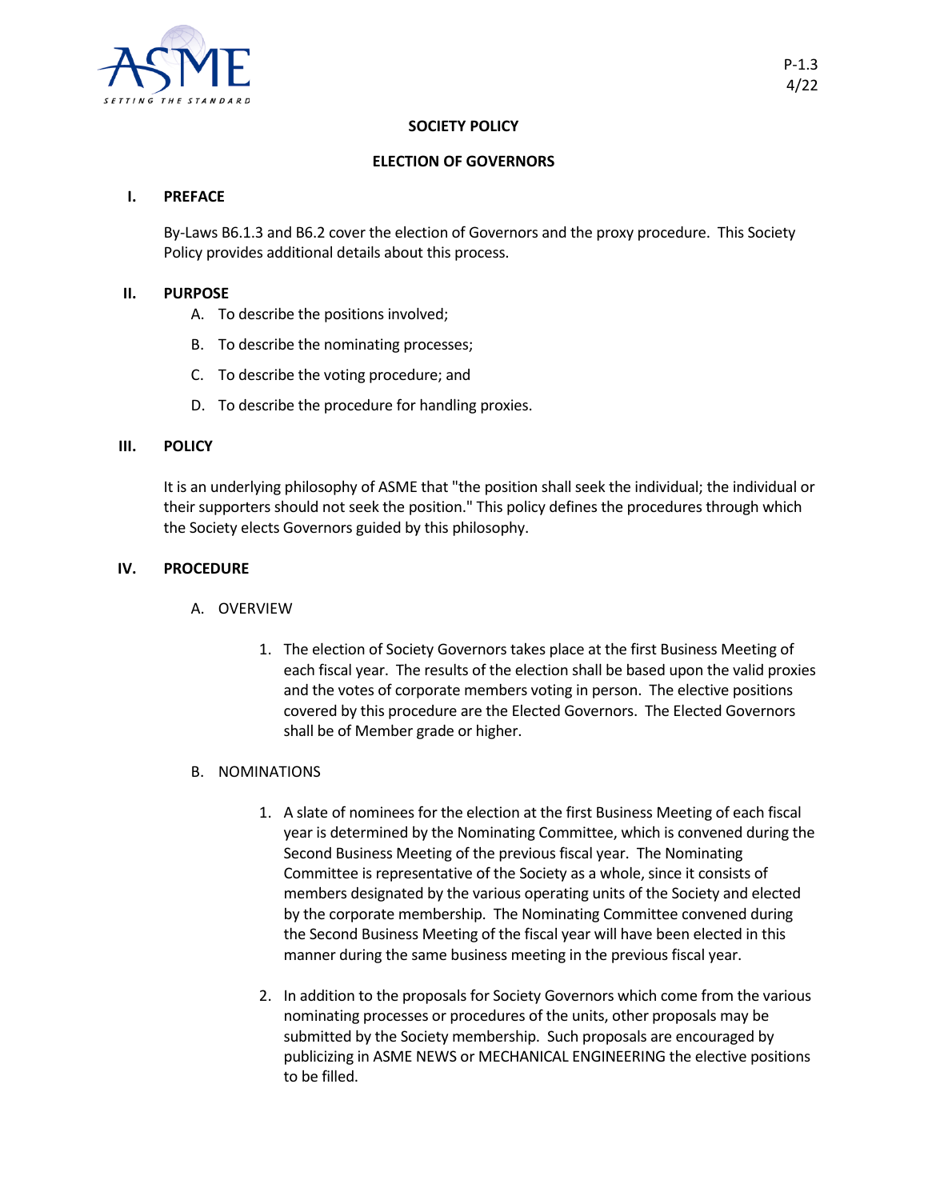P-1.3
4/22

**SOCIETY POLICY**

**ELECTION OF GOVERNORS**

## I. PREFACE

By-Laws B6.1.3 and B6.2 cover the election of Governors and the proxy procedure. This Society Policy provides additional details about this process.

## II. PURPOSE

A. To describe the positions involved;

B. To describe the nominating processes;

C. To describe the voting procedure; and

D. To describe the procedure for handling proxies.

## III. POLICY

It is an underlying philosophy of ASME that "the position shall seek the individual; the individual or their supporters should not seek the position." This policy defines the procedures through which the Society elects Governors guided by this philosophy.

## IV. PROCEDURE

### A. OVERVIEW

1. The election of Society Governors takes place at the first Business Meeting of each fiscal year. The results of the election shall be based upon the valid proxies and the votes of corporate members voting in person. The elective positions covered by this procedure are the Elected Governors. The Elected Governors shall be of Member grade or higher.

### B. NOMINATIONS

1. A slate of nominees for the election at the first Business Meeting of each fiscal year is determined by the Nominating Committee, which is convened during the Second Business Meeting of the previous fiscal year. The Nominating Committee is representative of the Society as a whole, since it consists of members designated by the various operating units of the Society and elected by the corporate membership. The Nominating Committee convened during the Second Business Meeting of the fiscal year will have been elected in this manner during the same business meeting in the previous fiscal year.

2. In addition to the proposals for Society Governors which come from the various nominating processes or procedures of the units, other proposals may be submitted by the Society membership. Such proposals are encouraged by publicizing in ASME NEWS or MECHANICAL ENGINEERING the elective positions to be filled.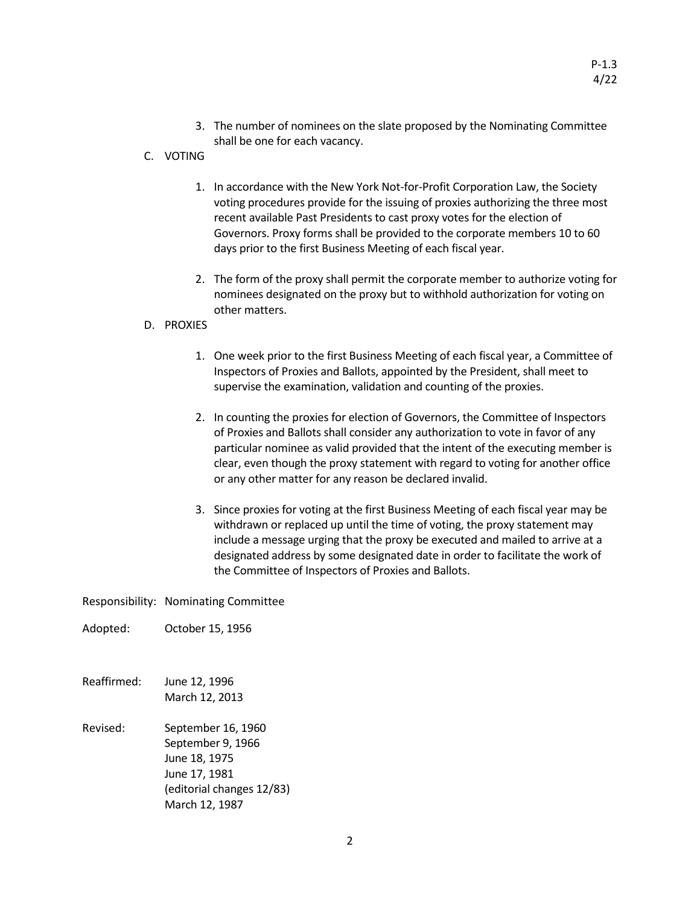3. The number of nominees on the slate proposed by the Nominating Committee shall be one for each vacancy.

C. VOTING

1. In accordance with the New York Not-for-Profit Corporation Law, the Society voting procedures provide for the issuing of proxies authorizing the three most recent available Past Presidents to cast proxy votes for the election of Governors. Proxy forms shall be provided to the corporate members 10 to 60 days prior to the first Business Meeting of each fiscal year.

2. The form of the proxy shall permit the corporate member to authorize voting for nominees designated on the proxy but to withhold authorization for voting on other matters.

D. PROXIES

1. One week prior to the first Business Meeting of each fiscal year, a Committee of Inspectors of Proxies and Ballots, appointed by the President, shall meet to supervise the examination, validation and counting of the proxies.

2. In counting the proxies for election of Governors, the Committee of Inspectors of Proxies and Ballots shall consider any authorization to vote in favor of any particular nominee as valid provided that the intent of the executing member is clear, even though the proxy statement with regard to voting for another office or any other matter for any reason be declared invalid.

3. Since proxies for voting at the first Business Meeting of each fiscal year may be withdrawn or replaced up until the time of voting, the proxy statement may include a message urging that the proxy be executed and mailed to arrive at a designated address by some designated date in order to facilitate the work of the Committee of Inspectors of Proxies and Ballots.

Responsibility: Nominating Committee

Adopted: October 15, 1956

Reaffirmed: June 12, 1996
March 12, 2013

Revised: September 16, 1960
September 9, 1966
June 18, 1975
June 17, 1981
(editorial changes 12/83)
March 12, 1987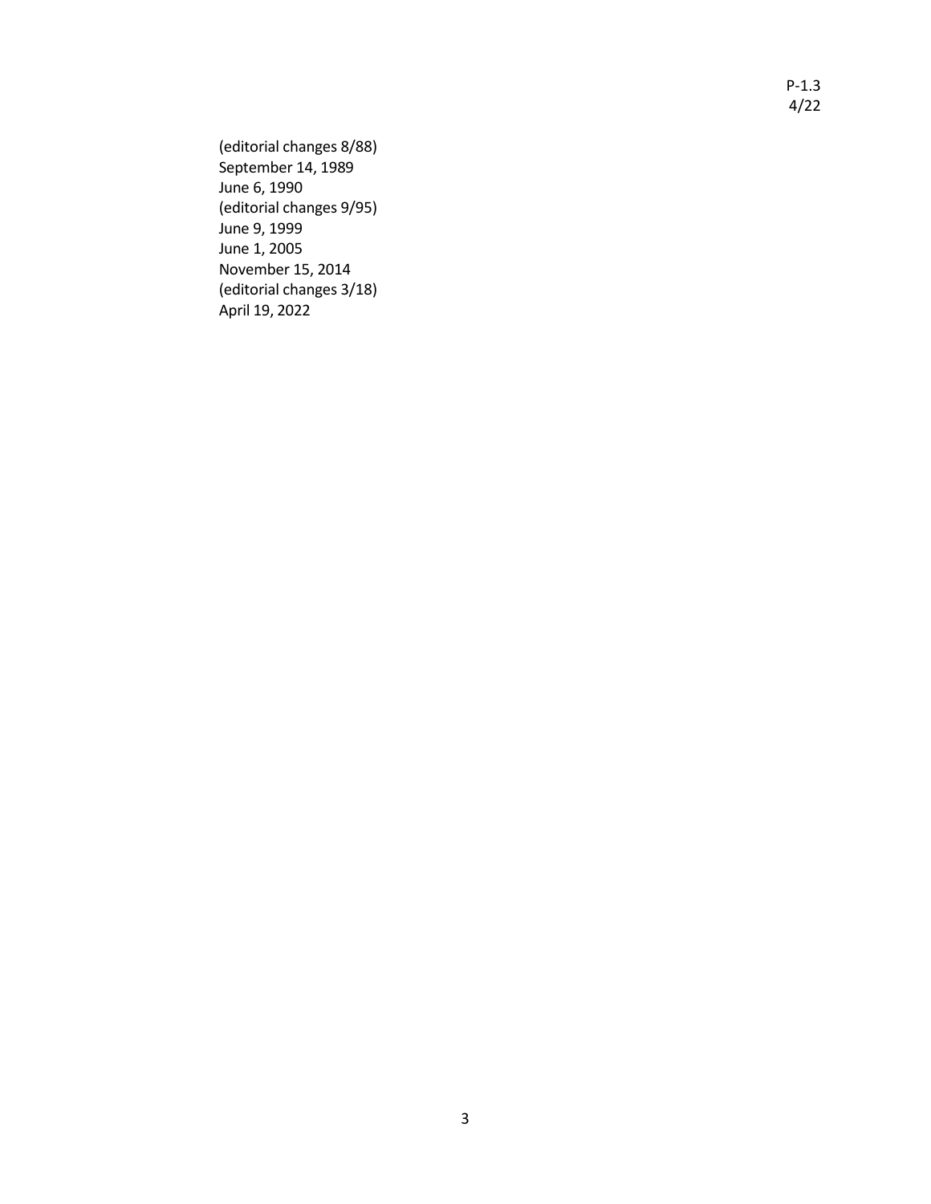(editorial changes 8/88)
September 14, 1989
June 6, 1990
(editorial changes 9/95)
June 9, 1999
June 1, 2005
November 15, 2014
(editorial changes 3/18)
April 19, 2022